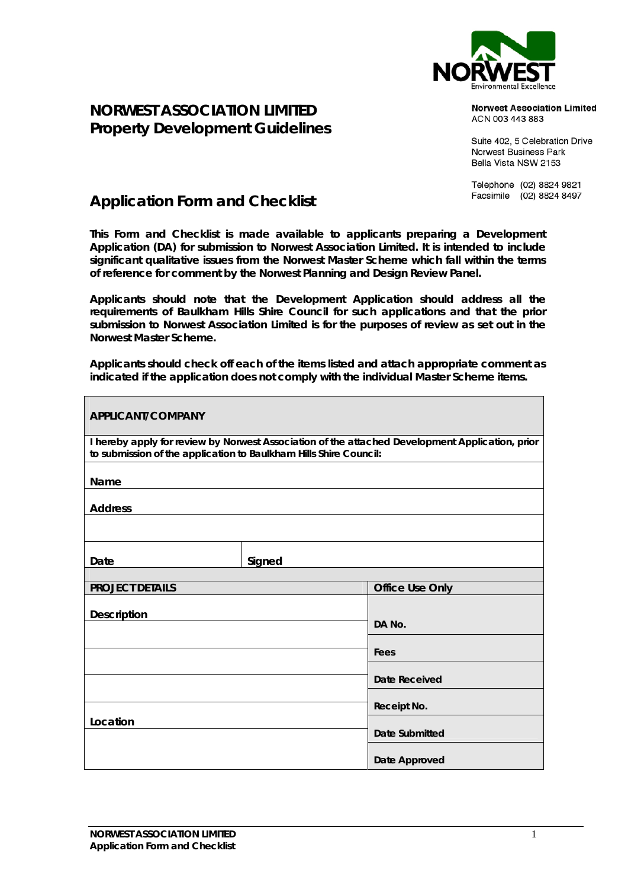# NORWEST ASSOCIATION LIMITED
## Property Development Guidelines

**Norwest Association Limited**
ACN 003 443 883

Suite 402, 5 Celebration Drive
Norwest Business Park
Bella Vista NSW 2153

Telephone (02) 8824 9821
Facsimile (02) 8824 8497

## Application Form and Checklist

**This Form and Checklist is made available to applicants preparing a Development Application (DA) for submission to Norwest Association Limited. It is intended to include significant qualitative issues from the Norwest Master Scheme which fall within the terms of reference for comment by the Norwest Planning and Design Review Panel.**

**Applicants should note that the Development Application should address all the requirements of Baulkham Hills Shire Council for such applications and that the prior submission to Norwest Association Limited is for the purposes of review as set out in the Norwest Master Scheme.**

**Applicants should check off each of the items listed and attach appropriate comment as indicated if the application does not comply with the individual Master Scheme items.**

| **APPLICANT/COMPANY** | | |
|---|---|---|
| **I hereby apply for review by Norwest Association of the attached Development Application, prior to submission of the application to Baulkham Hills Shire Council:** | | |
| **Name** | | |
| **Address** | | |
| | | |
| **Date** | **Signed** | |
| **PROJECT DETAILS** | | **Office Use Only** |
| **Description** | | **DA No.** |
| | | **Fees** |
| | | **Date Received** |
| | | **Receipt No.** |
| **Location** | | **Date Submitted** |
| | | **Date Approved** |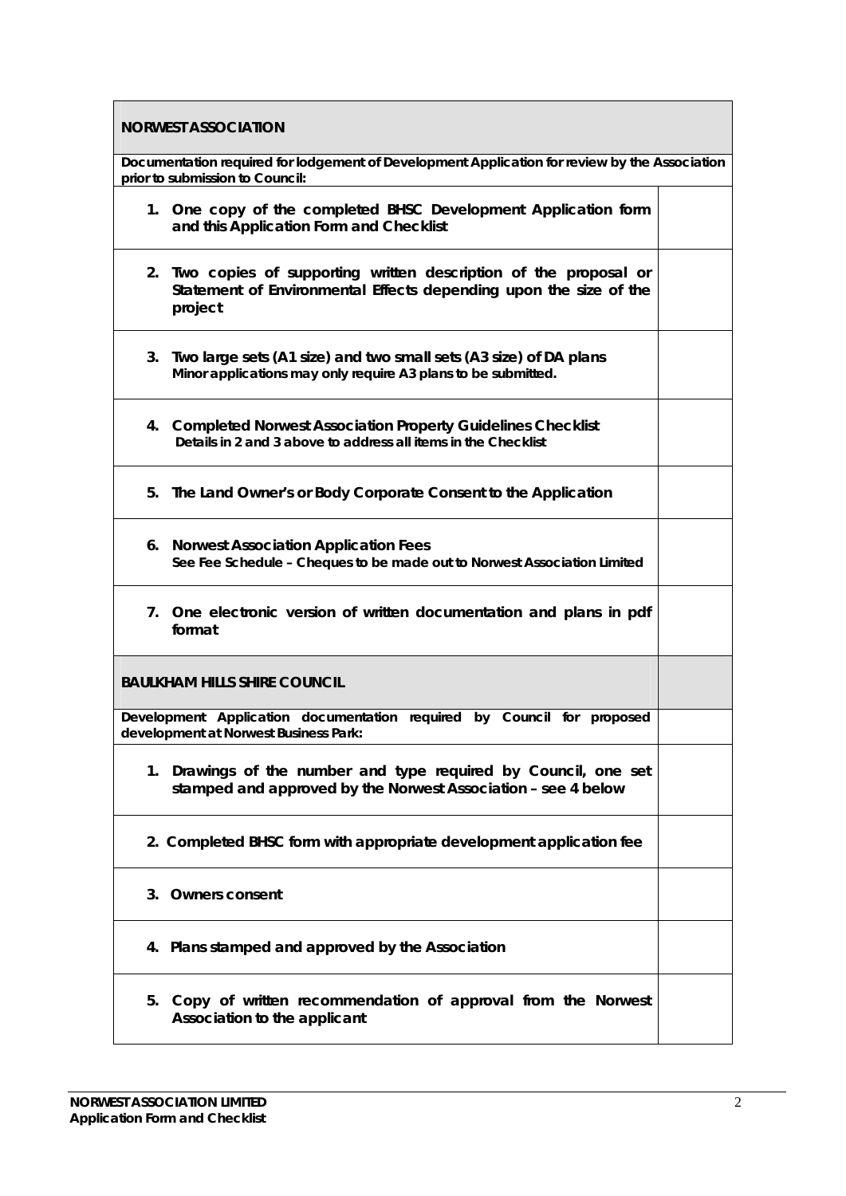| NORWEST ASSOCIATION | |
|---|---|
| **Documentation required for lodgement of Development Application for review by the Association prior to submission to Council:** | |
| **1. One copy of the completed BHSC Development Application form and this Application Form and Checklist** | |
| **2. Two copies of supporting written description of the proposal or Statement of Environmental Effects depending upon the size of the project** | |
| **3. Two large sets (A1 size) and two small sets (A3 size) of DA plans** Minor applications may only require A3 plans to be submitted. | |
| **4. Completed Norwest Association Property Guidelines Checklist** Details in 2 and 3 above to address all items in the Checklist | |
| **5. The Land Owner's or Body Corporate Consent to the Application** | |
| **6. Norwest Association Application Fees** See Fee Schedule – Cheques to be made out to Norwest Association Limited | |
| **7. One electronic version of written documentation and plans in pdf format** | |
| **BAULKHAM HILLS SHIRE COUNCIL** | |
| **Development Application documentation required by Council for proposed development at Norwest Business Park:** | |
| **1. Drawings of the number and type required by Council, one set stamped and approved by the Norwest Association – see 4 below** | |
| **2. Completed BHSC form with appropriate development application fee** | |
| **3. Owners consent** | |
| **4. Plans stamped and approved by the Association** | |
| **5. Copy of written recommendation of approval from the Norwest Association to the applicant** | |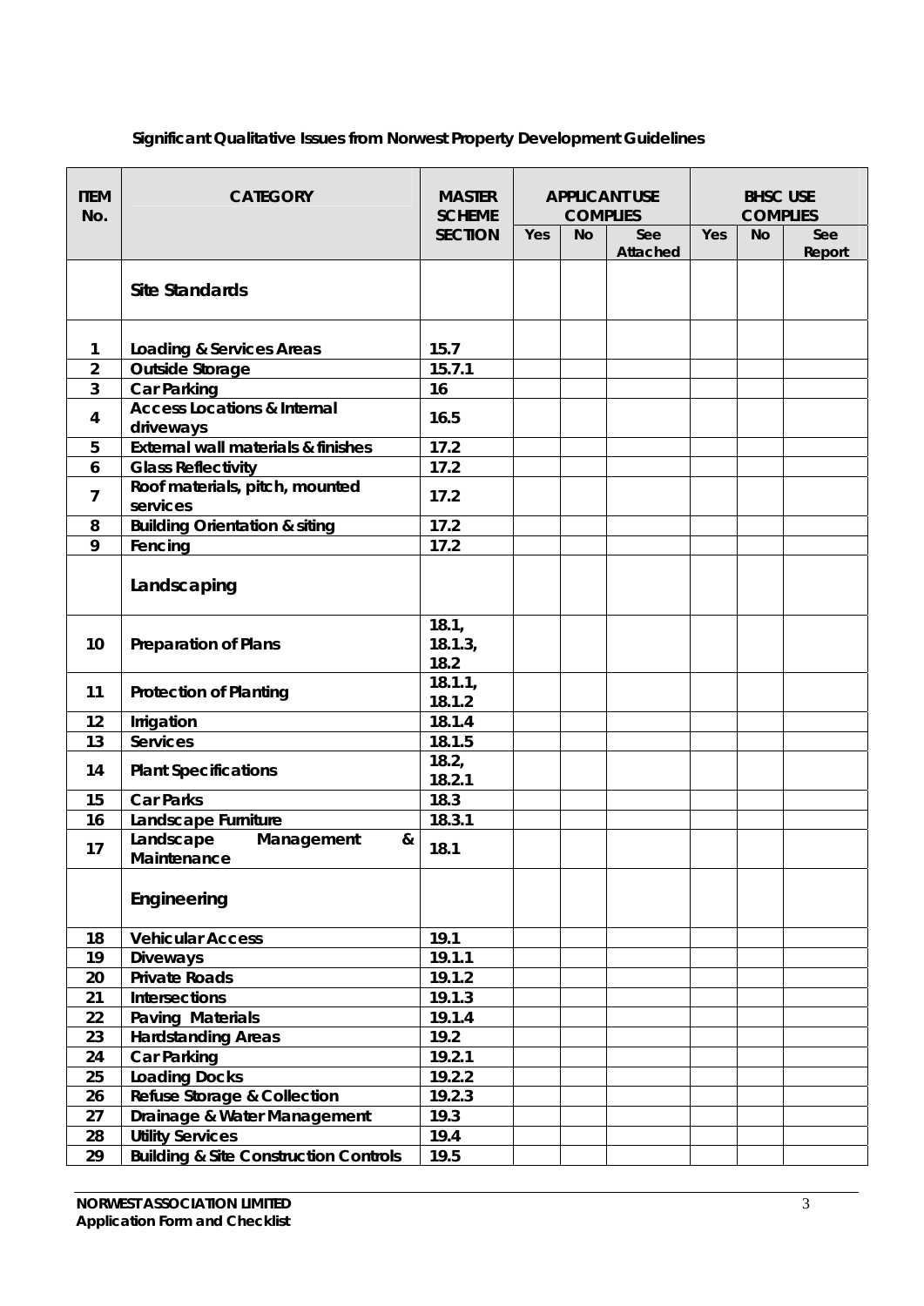**Significant Qualitative Issues from Norwest Property Development Guidelines**

| ITEM No. | CATEGORY | MASTER SCHEME SECTION | APPLICANT USE COMPLIES | | | BHSC USE COMPLIES | | |
|---|---|---|---|---|---|---|---|---|
| | | | Yes | No | See Attached | Yes | No | See Report |
| | **Site Standards** | | | | | | | |
| 1 | Loading & Services Areas | 15.7 | | | | | | |
| 2 | Outside Storage | 15.7.1 | | | | | | |
| 3 | Car Parking | 16 | | | | | | |
| 4 | Access Locations & Internal driveways | 16.5 | | | | | | |
| 5 | External wall materials & finishes | 17.2 | | | | | | |
| 6 | Glass Reflectivity | 17.2 | | | | | | |
| 7 | Roof materials, pitch, mounted services | 17.2 | | | | | | |
| 8 | Building Orientation & siting | 17.2 | | | | | | |
| 9 | Fencing | 17.2 | | | | | | |
| | **Landscaping** | | | | | | | |
| 10 | Preparation of Plans | 18.1, 18.1.3, 18.2 | | | | | | |
| 11 | Protection of Planting | 18.1.1, 18.1.2 | | | | | | |
| 12 | Irrigation | 18.1.4 | | | | | | |
| 13 | Services | 18.1.5 | | | | | | |
| 14 | Plant Specifications | 18.2, 18.2.1 | | | | | | |
| 15 | Car Parks | 18.3 | | | | | | |
| 16 | Landscape Furniture | 18.3.1 | | | | | | |
| 17 | Landscape Management & Maintenance | 18.1 | | | | | | |
| | **Engineering** | | | | | | | |
| 18 | Vehicular Access | 19.1 | | | | | | |
| 19 | Diveways | 19.1.1 | | | | | | |
| 20 | Private Roads | 19.1.2 | | | | | | |
| 21 | Intersections | 19.1.3 | | | | | | |
| 22 | Paving Materials | 19.1.4 | | | | | | |
| 23 | Hardstanding Areas | 19.2 | | | | | | |
| 24 | Car Parking | 19.2.1 | | | | | | |
| 25 | Loading Docks | 19.2.2 | | | | | | |
| 26 | Refuse Storage & Collection | 19.2.3 | | | | | | |
| 27 | Drainage & Water Management | 19.3 | | | | | | |
| 28 | Utility Services | 19.4 | | | | | | |
| 29 | Building & Site Construction Controls | 19.5 | | | | | | |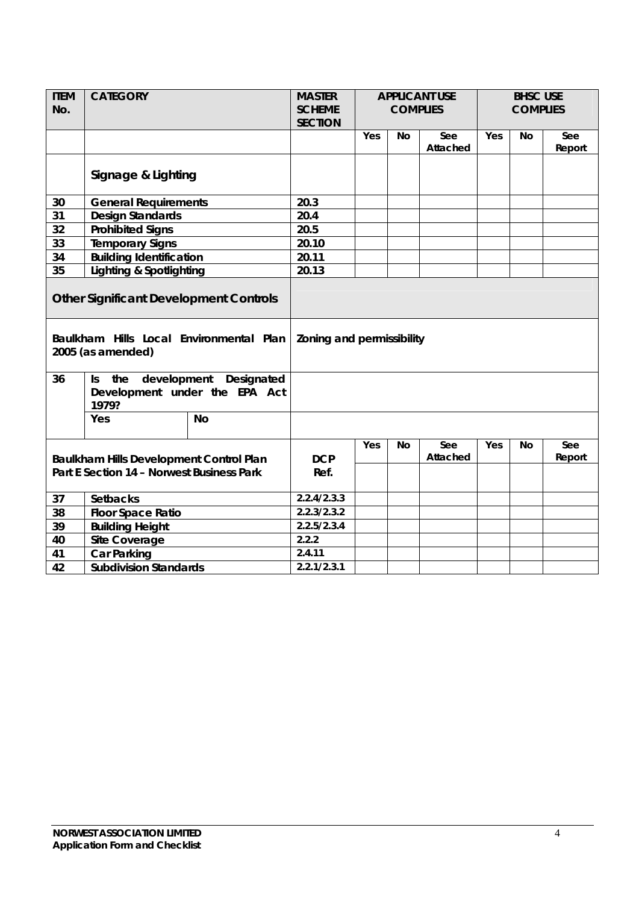| ITEM No. | CATEGORY | | MASTER SCHEME SECTION | APPLICANT USE COMPLIES | | | BHSC USE COMPLIES | | |
|---|---|---|---|---|---|---|---|---|---|
| | | | | Yes | No | See Attached | Yes | No | See Report |
| | **Signage & Lighting** | | | | | | | | |
| 30 | General Requirements | | 20.3 | | | | | | |
| 31 | Design Standards | | 20.4 | | | | | | |
| 32 | Prohibited Signs | | 20.5 | | | | | | |
| 33 | Temporary Signs | | 20.10 | | | | | | |
| 34 | Building Identification | | 20.11 | | | | | | |
| 35 | Lighting & Spotlighting | | 20.13 | | | | | | |
| **Other Significant Development Controls** | | | | | | | | | |
| **Baulkham Hills Local Environmental Plan 2005 (as amended)** | | | **Zoning and permissibility** | | | | | | |
| 36 | **Is the development Designated Development under the EPA Act 1979?** | | | | | | | | |
| | **Yes** | **No** | | | | | | | |
| **Baulkham Hills Development Control Plan Part E Section 14 – Norwest Business Park** | | | **DCP Ref.** | **Yes** | **No** | **See Attached** | **Yes** | **No** | **See Report** |
| 37 | Setbacks | | 2.2.4/2.3.3 | | | | | | |
| 38 | Floor Space Ratio | | 2.2.3/2.3.2 | | | | | | |
| 39 | Building Height | | 2.2.5/2.3.4 | | | | | | |
| 40 | Site Coverage | | 2.2.2 | | | | | | |
| 41 | Car Parking | | 2.4.11 | | | | | | |
| 42 | Subdivision Standards | | 2.2.1/2.3.1 | | | | | | |